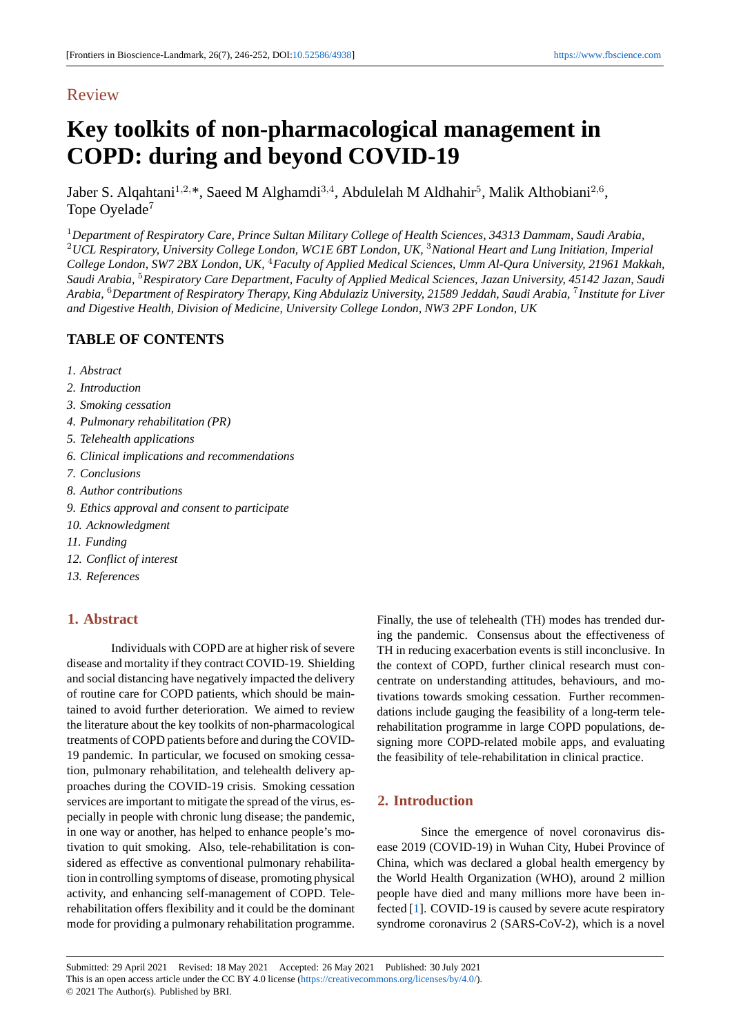Review

# Key toolkits of non-pharmacological management in COPD: during and beyond COVID-19

Jaber S. Alqahtani[1,2,*], Saeed M Alghamdi[3,4], Abdulelah M Aldhahir[5], Malik Althobiani[2,6], Tope Oyelade[7]

[1]*Department of Respiratory Care, Prince Sultan Military College of Health Sciences, 34313 Dammam, Saudi Arabia,* [2]*UCL Respiratory, University College London, WC1E 6BT London, UK,* [3]*National Heart and Lung Initiation, Imperial College London, SW7 2BX London, UK,* [4]*Faculty of Applied Medical Sciences, Umm Al-Qura University, 21961 Makkah, Saudi Arabia,* [5]*Respiratory Care Department, Faculty of Applied Medical Sciences, Jazan University, 45142 Jazan, Saudi Arabia,* [6]*Department of Respiratory Therapy, King Abdulaziz University, 21589 Jeddah, Saudi Arabia,* [7]*Institute for Liver and Digestive Health, Division of Medicine, University College London, NW3 2PF London, UK*

## TABLE OF CONTENTS

*1. Abstract*
*2. Introduction*
*3. Smoking cessation*
*4. Pulmonary rehabilitation (PR)*
*5. Telehealth applications*
*6. Clinical implications and recommendations*
*7. Conclusions*
*8. Author contributions*
*9. Ethics approval and consent to participate*
*10. Acknowledgment*
*11. Funding*
*12. Conflict of interest*
*13. References*

## 1. Abstract

Individuals with COPD are at higher risk of severe disease and mortality if they contract COVID-19. Shielding and social distancing have negatively impacted the delivery of routine care for COPD patients, which should be maintained to avoid further deterioration. We aimed to review the literature about the key toolkits of non-pharmacological treatments of COPD patients before and during the COVID-19 pandemic. In particular, we focused on smoking cessation, pulmonary rehabilitation, and telehealth delivery approaches during the COVID-19 crisis. Smoking cessation services are important to mitigate the spread of the virus, especially in people with chronic lung disease; the pandemic, in one way or another, has helped to enhance people's motivation to quit smoking. Also, tele-rehabilitation is considered as effective as conventional pulmonary rehabilitation in controlling symptoms of disease, promoting physical activity, and enhancing self-management of COPD. Telerehabilitation offers flexibility and it could be the dominant mode for providing a pulmonary rehabilitation programme. Finally, the use of telehealth (TH) modes has trended during the pandemic. Consensus about the effectiveness of TH in reducing exacerbation events is still inconclusive. In the context of COPD, further clinical research must concentrate on understanding attitudes, behaviours, and motivations towards smoking cessation. Further recommendations include gauging the feasibility of a long-term telerehabilitation programme in large COPD populations, designing more COPD-related mobile apps, and evaluating the feasibility of tele-rehabilitation in clinical practice.

## 2. Introduction

Since the emergence of novel coronavirus disease 2019 (COVID-19) in Wuhan City, Hubei Province of China, which was declared a global health emergency by the World Health Organization (WHO), around 2 million people have died and many millions more have been infected [1]. COVID-19 is caused by severe acute respiratory syndrome coronavirus 2 (SARS-CoV-2), which is a novel

Submitted: 29 April 2021 Revised: 18 May 2021 Accepted: 26 May 2021 Published: 30 July 2021
This is an open access article under the CC BY 4.0 license (https://creativecommons.org/licenses/by/4.0/).
© 2021 The Author(s). Published by BRI.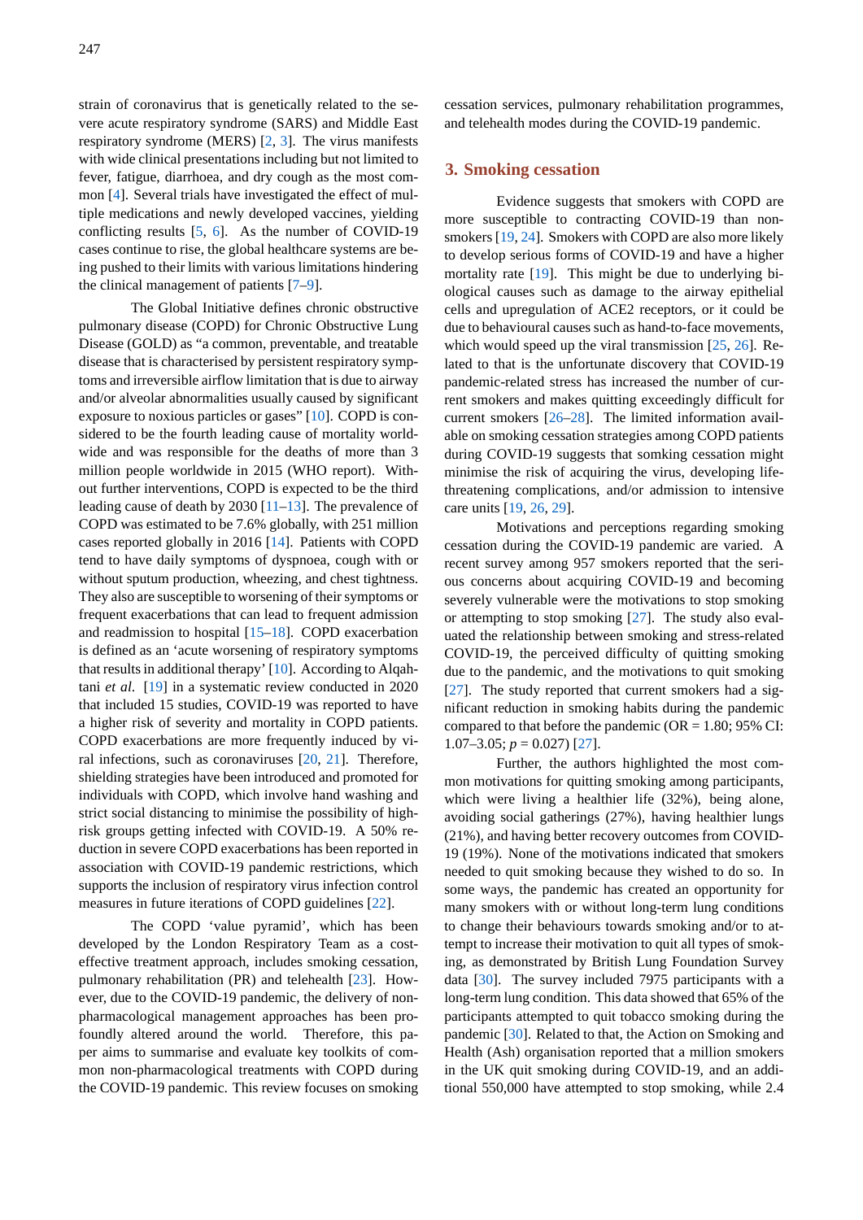strain of coronavirus that is genetically related to the severe acute respiratory syndrome (SARS) and Middle East respiratory syndrome (MERS) [2, 3]. The virus manifests with wide clinical presentations including but not limited to fever, fatigue, diarrhoea, and dry cough as the most common [4]. Several trials have investigated the effect of multiple medications and newly developed vaccines, yielding conflicting results [5, 6]. As the number of COVID-19 cases continue to rise, the global healthcare systems are being pushed to their limits with various limitations hindering the clinical management of patients [7–9].

The Global Initiative defines chronic obstructive pulmonary disease (COPD) for Chronic Obstructive Lung Disease (GOLD) as "a common, preventable, and treatable disease that is characterised by persistent respiratory symptoms and irreversible airflow limitation that is due to airway and/or alveolar abnormalities usually caused by significant exposure to noxious particles or gases" [10]. COPD is considered to be the fourth leading cause of mortality worldwide and was responsible for the deaths of more than 3 million people worldwide in 2015 (WHO report). Without further interventions, COPD is expected to be the third leading cause of death by 2030 [11–13]. The prevalence of COPD was estimated to be 7.6% globally, with 251 million cases reported globally in 2016 [14]. Patients with COPD tend to have daily symptoms of dyspnoea, cough with or without sputum production, wheezing, and chest tightness. They also are susceptible to worsening of their symptoms or frequent exacerbations that can lead to frequent admission and readmission to hospital [15–18]. COPD exacerbation is defined as an 'acute worsening of respiratory symptoms that results in additional therapy' [10]. According to Alqahtani *et al.* [19] in a systematic review conducted in 2020 that included 15 studies, COVID-19 was reported to have a higher risk of severity and mortality in COPD patients. COPD exacerbations are more frequently induced by viral infections, such as coronaviruses [20, 21]. Therefore, shielding strategies have been introduced and promoted for individuals with COPD, which involve hand washing and strict social distancing to minimise the possibility of high-risk groups getting infected with COVID-19. A 50% reduction in severe COPD exacerbations has been reported in association with COVID-19 pandemic restrictions, which supports the inclusion of respiratory virus infection control measures in future iterations of COPD guidelines [22].

The COPD 'value pyramid', which has been developed by the London Respiratory Team as a cost-effective treatment approach, includes smoking cessation, pulmonary rehabilitation (PR) and telehealth [23]. However, due to the COVID-19 pandemic, the delivery of non-pharmacological management approaches has been profoundly altered around the world. Therefore, this paper aims to summarise and evaluate key toolkits of common non-pharmacological treatments with COPD during the COVID-19 pandemic. This review focuses on smoking cessation services, pulmonary rehabilitation programmes, and telehealth modes during the COVID-19 pandemic.

## 3. Smoking cessation

Evidence suggests that smokers with COPD are more susceptible to contracting COVID-19 than non-smokers [19, 24]. Smokers with COPD are also more likely to develop serious forms of COVID-19 and have a higher mortality rate [19]. This might be due to underlying biological causes such as damage to the airway epithelial cells and upregulation of ACE2 receptors, or it could be due to behavioural causes such as hand-to-face movements, which would speed up the viral transmission [25, 26]. Related to that is the unfortunate discovery that COVID-19 pandemic-related stress has increased the number of current smokers and makes quitting exceedingly difficult for current smokers [26–28]. The limited information available on smoking cessation strategies among COPD patients during COVID-19 suggests that somking cessation might minimise the risk of acquiring the virus, developing life-threatening complications, and/or admission to intensive care units [19, 26, 29].

Motivations and perceptions regarding smoking cessation during the COVID-19 pandemic are varied. A recent survey among 957 smokers reported that the serious concerns about acquiring COVID-19 and becoming severely vulnerable were the motivations to stop smoking or attempting to stop smoking [27]. The study also evaluated the relationship between smoking and stress-related COVID-19, the perceived difficulty of quitting smoking due to the pandemic, and the motivations to quit smoking [27]. The study reported that current smokers had a significant reduction in smoking habits during the pandemic compared to that before the pandemic (OR = 1.80; 95% CI: 1.07–3.05; $p = 0.027$) [27].

Further, the authors highlighted the most common motivations for quitting smoking among participants, which were living a healthier life (32%), being alone, avoiding social gatherings (27%), having healthier lungs (21%), and having better recovery outcomes from COVID-19 (19%). None of the motivations indicated that smokers needed to quit smoking because they wished to do so. In some ways, the pandemic has created an opportunity for many smokers with or without long-term lung conditions to change their behaviours towards smoking and/or to attempt to increase their motivation to quit all types of smoking, as demonstrated by British Lung Foundation Survey data [30]. The survey included 7975 participants with a long-term lung condition. This data showed that 65% of the participants attempted to quit tobacco smoking during the pandemic [30]. Related to that, the Action on Smoking and Health (Ash) organisation reported that a million smokers in the UK quit smoking during COVID-19, and an additional 550,000 have attempted to stop smoking, while 2.4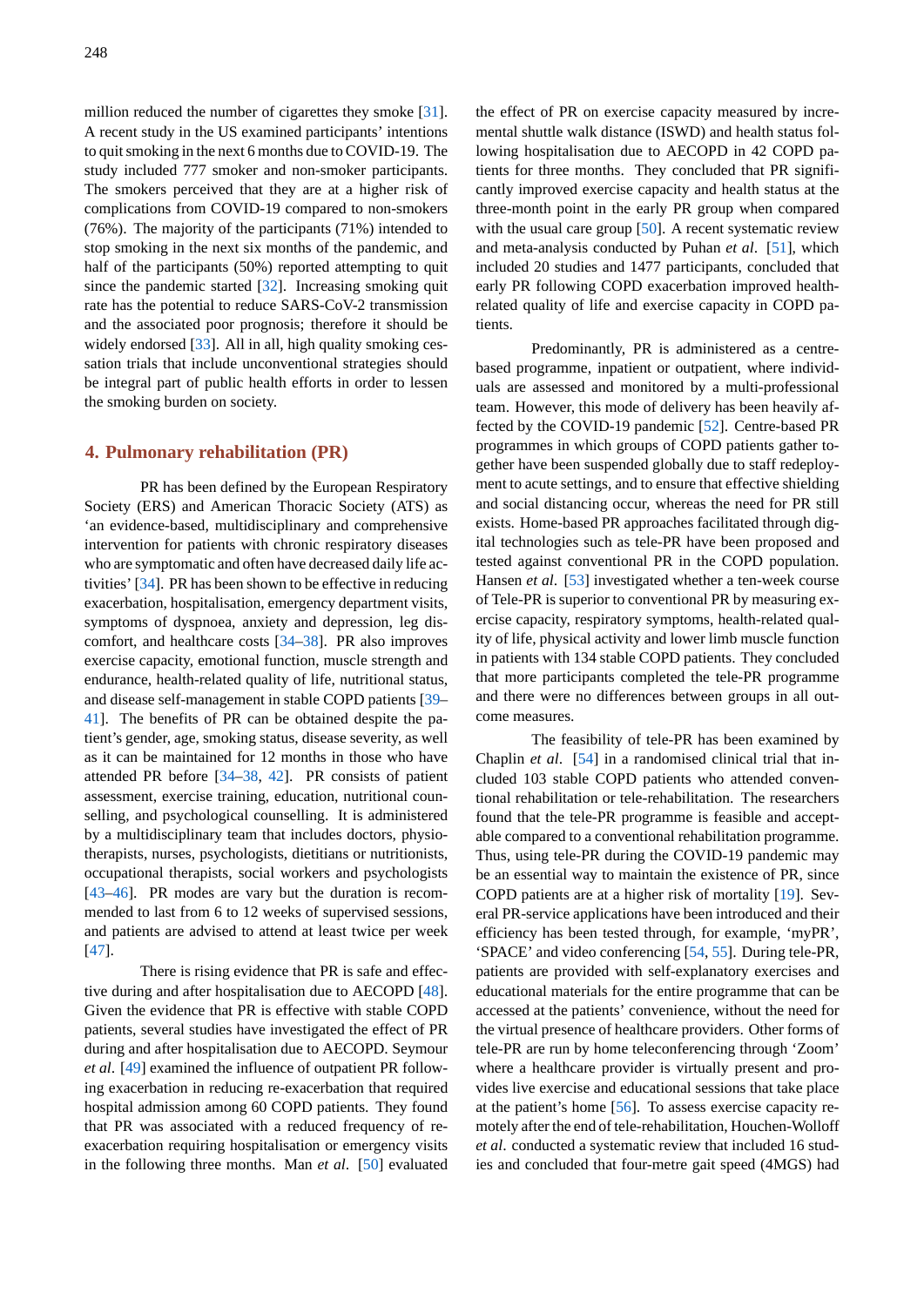million reduced the number of cigarettes they smoke [31]. A recent study in the US examined participants' intentions to quit smoking in the next 6 months due to COVID-19. The study included 777 smoker and non-smoker participants. The smokers perceived that they are at a higher risk of complications from COVID-19 compared to non-smokers (76%). The majority of the participants (71%) intended to stop smoking in the next six months of the pandemic, and half of the participants (50%) reported attempting to quit since the pandemic started [32]. Increasing smoking quit rate has the potential to reduce SARS-CoV-2 transmission and the associated poor prognosis; therefore it should be widely endorsed [33]. All in all, high quality smoking cessation trials that include unconventional strategies should be integral part of public health efforts in order to lessen the smoking burden on society.

## 4. Pulmonary rehabilitation (PR)

PR has been defined by the European Respiratory Society (ERS) and American Thoracic Society (ATS) as 'an evidence-based, multidisciplinary and comprehensive intervention for patients with chronic respiratory diseases who are symptomatic and often have decreased daily life activities' [34]. PR has been shown to be effective in reducing exacerbation, hospitalisation, emergency department visits, symptoms of dyspnoea, anxiety and depression, leg discomfort, and healthcare costs [34–38]. PR also improves exercise capacity, emotional function, muscle strength and endurance, health-related quality of life, nutritional status, and disease self-management in stable COPD patients [39–41]. The benefits of PR can be obtained despite the patient's gender, age, smoking status, disease severity, as well as it can be maintained for 12 months in those who have attended PR before [34–38, 42]. PR consists of patient assessment, exercise training, education, nutritional counselling, and psychological counselling. It is administered by a multidisciplinary team that includes doctors, physiotherapists, nurses, psychologists, dietitians or nutritionists, occupational therapists, social workers and psychologists [43–46]. PR modes are vary but the duration is recommended to last from 6 to 12 weeks of supervised sessions, and patients are advised to attend at least twice per week [47].

There is rising evidence that PR is safe and effective during and after hospitalisation due to AECOPD [48]. Given the evidence that PR is effective with stable COPD patients, several studies have investigated the effect of PR during and after hospitalisation due to AECOPD. Seymour *et al*. [49] examined the influence of outpatient PR following exacerbation in reducing re-exacerbation that required hospital admission among 60 COPD patients. They found that PR was associated with a reduced frequency of re-exacerbation requiring hospitalisation or emergency visits in the following three months. Man *et al*. [50] evaluated the effect of PR on exercise capacity measured by incremental shuttle walk distance (ISWD) and health status following hospitalisation due to AECOPD in 42 COPD patients for three months. They concluded that PR significantly improved exercise capacity and health status at the three-month point in the early PR group when compared with the usual care group [50]. A recent systematic review and meta-analysis conducted by Puhan *et al*. [51], which included 20 studies and 1477 participants, concluded that early PR following COPD exacerbation improved health-related quality of life and exercise capacity in COPD patients.

Predominantly, PR is administered as a centre-based programme, inpatient or outpatient, where individuals are assessed and monitored by a multi-professional team. However, this mode of delivery has been heavily affected by the COVID-19 pandemic [52]. Centre-based PR programmes in which groups of COPD patients gather together have been suspended globally due to staff redeployment to acute settings, and to ensure that effective shielding and social distancing occur, whereas the need for PR still exists. Home-based PR approaches facilitated through digital technologies such as tele-PR have been proposed and tested against conventional PR in the COPD population. Hansen *et al*. [53] investigated whether a ten-week course of Tele-PR is superior to conventional PR by measuring exercise capacity, respiratory symptoms, health-related quality of life, physical activity and lower limb muscle function in patients with 134 stable COPD patients. They concluded that more participants completed the tele-PR programme and there were no differences between groups in all outcome measures.

The feasibility of tele-PR has been examined by Chaplin *et al*. [54] in a randomised clinical trial that included 103 stable COPD patients who attended conventional rehabilitation or tele-rehabilitation. The researchers found that the tele-PR programme is feasible and acceptable compared to a conventional rehabilitation programme. Thus, using tele-PR during the COVID-19 pandemic may be an essential way to maintain the existence of PR, since COPD patients are at a higher risk of mortality [19]. Several PR-service applications have been introduced and their efficiency has been tested through, for example, 'myPR', 'SPACE' and video conferencing [54, 55]. During tele-PR, patients are provided with self-explanatory exercises and educational materials for the entire programme that can be accessed at the patients' convenience, without the need for the virtual presence of healthcare providers. Other forms of tele-PR are run by home teleconferencing through 'Zoom' where a healthcare provider is virtually present and provides live exercise and educational sessions that take place at the patient's home [56]. To assess exercise capacity remotely after the end of tele-rehabilitation, Houchen-Wolloff *et al*. conducted a systematic review that included 16 studies and concluded that four-metre gait speed (4MGS) had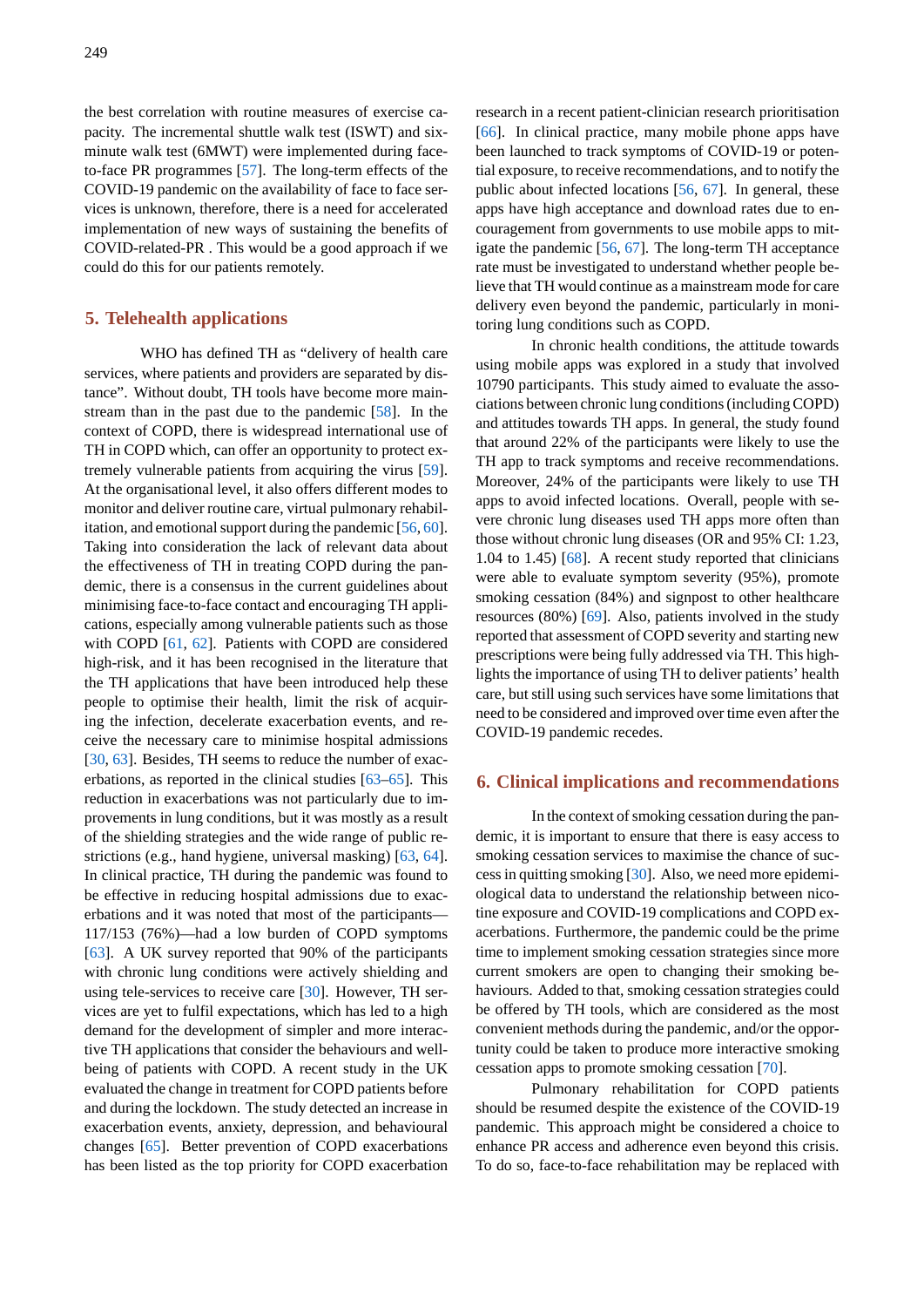the best correlation with routine measures of exercise capacity. The incremental shuttle walk test (ISWT) and six-minute walk test (6MWT) were implemented during face-to-face PR programmes [57]. The long-term effects of the COVID-19 pandemic on the availability of face to face services is unknown, therefore, there is a need for accelerated implementation of new ways of sustaining the benefits of COVID-related-PR . This would be a good approach if we could do this for our patients remotely.

## 5. Telehealth applications

WHO has defined TH as "delivery of health care services, where patients and providers are separated by distance". Without doubt, TH tools have become more mainstream than in the past due to the pandemic [58]. In the context of COPD, there is widespread international use of TH in COPD which, can offer an opportunity to protect extremely vulnerable patients from acquiring the virus [59]. At the organisational level, it also offers different modes to monitor and deliver routine care, virtual pulmonary rehabilitation, and emotional support during the pandemic [56, 60]. Taking into consideration the lack of relevant data about the effectiveness of TH in treating COPD during the pandemic, there is a consensus in the current guidelines about minimising face-to-face contact and encouraging TH applications, especially among vulnerable patients such as those with COPD [61, 62]. Patients with COPD are considered high-risk, and it has been recognised in the literature that the TH applications that have been introduced help these people to optimise their health, limit the risk of acquiring the infection, decelerate exacerbation events, and receive the necessary care to minimise hospital admissions [30, 63]. Besides, TH seems to reduce the number of exacerbations, as reported in the clinical studies [63–65]. This reduction in exacerbations was not particularly due to improvements in lung conditions, but it was mostly as a result of the shielding strategies and the wide range of public restrictions (e.g., hand hygiene, universal masking) [63, 64]. In clinical practice, TH during the pandemic was found to be effective in reducing hospital admissions due to exacerbations and it was noted that most of the participants—117/153 (76%)—had a low burden of COPD symptoms [63]. A UK survey reported that 90% of the participants with chronic lung conditions were actively shielding and using tele-services to receive care [30]. However, TH services are yet to fulfil expectations, which has led to a high demand for the development of simpler and more interactive TH applications that consider the behaviours and well-being of patients with COPD. A recent study in the UK evaluated the change in treatment for COPD patients before and during the lockdown. The study detected an increase in exacerbation events, anxiety, depression, and behavioural changes [65]. Better prevention of COPD exacerbations has been listed as the top priority for COPD exacerbation research in a recent patient-clinician research prioritisation [66]. In clinical practice, many mobile phone apps have been launched to track symptoms of COVID-19 or potential exposure, to receive recommendations, and to notify the public about infected locations [56, 67]. In general, these apps have high acceptance and download rates due to encouragement from governments to use mobile apps to mitigate the pandemic [56, 67]. The long-term TH acceptance rate must be investigated to understand whether people believe that TH would continue as a mainstream mode for care delivery even beyond the pandemic, particularly in monitoring lung conditions such as COPD.

In chronic health conditions, the attitude towards using mobile apps was explored in a study that involved 10790 participants. This study aimed to evaluate the associations between chronic lung conditions (including COPD) and attitudes towards TH apps. In general, the study found that around 22% of the participants were likely to use the TH app to track symptoms and receive recommendations. Moreover, 24% of the participants were likely to use TH apps to avoid infected locations. Overall, people with severe chronic lung diseases used TH apps more often than those without chronic lung diseases (OR and 95% CI: 1.23, 1.04 to 1.45) [68]. A recent study reported that clinicians were able to evaluate symptom severity (95%), promote smoking cessation (84%) and signpost to other healthcare resources (80%) [69]. Also, patients involved in the study reported that assessment of COPD severity and starting new prescriptions were being fully addressed via TH. This highlights the importance of using TH to deliver patients' health care, but still using such services have some limitations that need to be considered and improved over time even after the COVID-19 pandemic recedes.

## 6. Clinical implications and recommendations

In the context of smoking cessation during the pandemic, it is important to ensure that there is easy access to smoking cessation services to maximise the chance of success in quitting smoking [30]. Also, we need more epidemiological data to understand the relationship between nicotine exposure and COVID-19 complications and COPD exacerbations. Furthermore, the pandemic could be the prime time to implement smoking cessation strategies since more current smokers are open to changing their smoking behaviours. Added to that, smoking cessation strategies could be offered by TH tools, which are considered as the most convenient methods during the pandemic, and/or the opportunity could be taken to produce more interactive smoking cessation apps to promote smoking cessation [70].

Pulmonary rehabilitation for COPD patients should be resumed despite the existence of the COVID-19 pandemic. This approach might be considered a choice to enhance PR access and adherence even beyond this crisis. To do so, face-to-face rehabilitation may be replaced with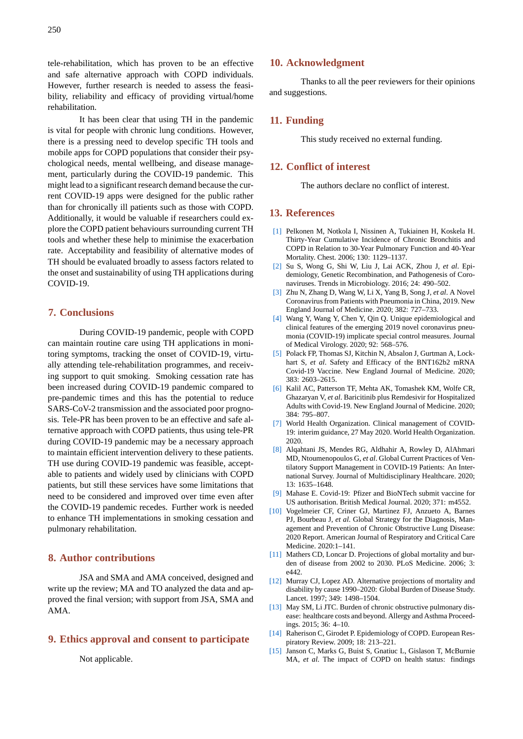tele-rehabilitation, which has proven to be an effective and safe alternative approach with COPD individuals. However, further research is needed to assess the feasibility, reliability and efficacy of providing virtual/home rehabilitation.

It has been clear that using TH in the pandemic is vital for people with chronic lung conditions. However, there is a pressing need to develop specific TH tools and mobile apps for COPD populations that consider their psychological needs, mental wellbeing, and disease management, particularly during the COVID-19 pandemic. This might lead to a significant research demand because the current COVID-19 apps were designed for the public rather than for chronically ill patients such as those with COPD. Additionally, it would be valuable if researchers could explore the COPD patient behaviours surrounding current TH tools and whether these help to minimise the exacerbation rate. Acceptability and feasibility of alternative modes of TH should be evaluated broadly to assess factors related to the onset and sustainability of using TH applications during COVID-19.

## 7. Conclusions

During COVID-19 pandemic, people with COPD can maintain routine care using TH applications in monitoring symptoms, tracking the onset of COVID-19, virtually attending tele-rehabilitation programmes, and receiving support to quit smoking. Smoking cessation rate has been increased during COVID-19 pandemic compared to pre-pandemic times and this has the potential to reduce SARS-CoV-2 transmission and the associated poor prognosis. Tele-PR has been proven to be an effective and safe alternative approach with COPD patients, thus using tele-PR during COVID-19 pandemic may be a necessary approach to maintain efficient intervention delivery to these patients. TH use during COVID-19 pandemic was feasible, acceptable to patients and widely used by clinicians with COPD patients, but still these services have some limitations that need to be considered and improved over time even after the COVID-19 pandemic recedes. Further work is needed to enhance TH implementations in smoking cessation and pulmonary rehabilitation.

## 8. Author contributions

JSA and SMA and AMA conceived, designed and write up the review; MA and TO analyzed the data and approved the final version; with support from JSA, SMA and AMA.

## 9. Ethics approval and consent to participate

Not applicable.

## 10. Acknowledgment

Thanks to all the peer reviewers for their opinions and suggestions.

## 11. Funding

This study received no external funding.

## 12. Conflict of interest

The authors declare no conflict of interest.

## 13. References

[1] Pelkonen M, Notkola I, Nissinen A, Tukiainen H, Koskela H. Thirty-Year Cumulative Incidence of Chronic Bronchitis and COPD in Relation to 30-Year Pulmonary Function and 40-Year Mortality. Chest. 2006; 130: 1129–1137.

[2] Su S, Wong G, Shi W, Liu J, Lai ACK, Zhou J, *et al*. Epidemiology, Genetic Recombination, and Pathogenesis of Coronaviruses. Trends in Microbiology. 2016; 24: 490–502.

[3] Zhu N, Zhang D, Wang W, Li X, Yang B, Song J, *et al*. A Novel Coronavirus from Patients with Pneumonia in China, 2019. New England Journal of Medicine. 2020; 382: 727–733.

[4] Wang Y, Wang Y, Chen Y, Qin Q. Unique epidemiological and clinical features of the emerging 2019 novel coronavirus pneumonia (COVID-19) implicate special control measures. Journal of Medical Virology. 2020; 92: 568–576.

[5] Polack FP, Thomas SJ, Kitchin N, Absalon J, Gurtman A, Lockhart S, *et al*. Safety and Efficacy of the BNT162b2 mRNA Covid-19 Vaccine. New England Journal of Medicine. 2020; 383: 2603–2615.

[6] Kalil AC, Patterson TF, Mehta AK, Tomashek KM, Wolfe CR, Ghazaryan V, *et al*. Baricitinib plus Remdesivir for Hospitalized Adults with Covid-19. New England Journal of Medicine. 2020; 384: 795–807.

[7] World Health Organization. Clinical management of COVID-19: interim guidance, 27 May 2020. World Health Organization. 2020.

[8] Alqahtani JS, Mendes RG, Aldhahir A, Rowley D, AlAhmari MD, Ntoumenopoulos G, *et al*. Global Current Practices of Ventilatory Support Management in COVID-19 Patients: An International Survey. Journal of Multidisciplinary Healthcare. 2020; 13: 1635–1648.

[9] Mahase E. Covid-19: Pfizer and BioNTech submit vaccine for US authorisation. British Medical Journal. 2020; 371: m4552.

[10] Vogelmeier CF, Criner GJ, Martinez FJ, Anzueto A, Barnes PJ, Bourbeau J, *et al*. Global Strategy for the Diagnosis, Management and Prevention of Chronic Obstructive Lung Disease: 2020 Report. American Journal of Respiratory and Critical Care Medicine. 2020:1–141.

[11] Mathers CD, Loncar D. Projections of global mortality and burden of disease from 2002 to 2030. PLoS Medicine. 2006; 3: e442.

[12] Murray CJ, Lopez AD. Alternative projections of mortality and disability by cause 1990–2020: Global Burden of Disease Study. Lancet. 1997; 349: 1498–1504.

[13] May SM, Li JTC. Burden of chronic obstructive pulmonary disease: healthcare costs and beyond. Allergy and Asthma Proceedings. 2015; 36: 4–10.

[14] Raherison C, Girodet P. Epidemiology of COPD. European Respiratory Review. 2009; 18: 213–221.

[15] Janson C, Marks G, Buist S, Gnatiuc L, Gislason T, McBurnie MA, *et al*. The impact of COPD on health status: findings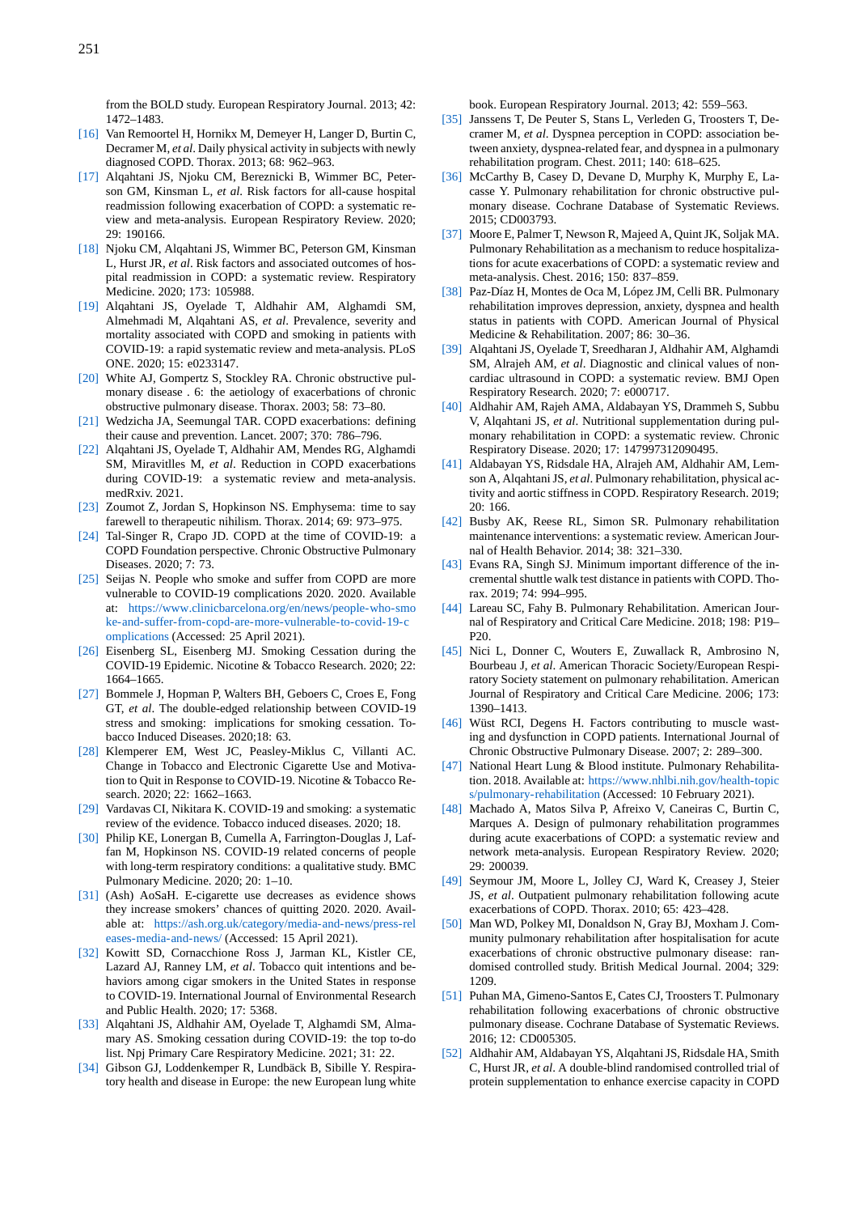from the BOLD study. European Respiratory Journal. 2013; 42: 1472–1483.

[16] Van Remoortel H, Hornikx M, Demeyer H, Langer D, Burtin C, Decramer M, *et al*. Daily physical activity in subjects with newly diagnosed COPD. Thorax. 2013; 68: 962–963.

[17] Alqahtani JS, Njoku CM, Bereznicki B, Wimmer BC, Peterson GM, Kinsman L, *et al.* Risk factors for all-cause hospital readmission following exacerbation of COPD: a systematic review and meta-analysis. European Respiratory Review. 2020; 29: 190166.

[18] Njoku CM, Alqahtani JS, Wimmer BC, Peterson GM, Kinsman L, Hurst JR, *et al*. Risk factors and associated outcomes of hospital readmission in COPD: a systematic review. Respiratory Medicine. 2020; 173: 105988.

[19] Alqahtani JS, Oyelade T, Aldhahir AM, Alghamdi SM, Almehmadi M, Alqahtani AS, *et al*. Prevalence, severity and mortality associated with COPD and smoking in patients with COVID-19: a rapid systematic review and meta-analysis. PLoS ONE. 2020; 15: e0233147.

[20] White AJ, Gompertz S, Stockley RA. Chronic obstructive pulmonary disease . 6: the aetiology of exacerbations of chronic obstructive pulmonary disease. Thorax. 2003; 58: 73–80.

[21] Wedzicha JA, Seemungal TAR. COPD exacerbations: defining their cause and prevention. Lancet. 2007; 370: 786–796.

[22] Alqahtani JS, Oyelade T, Aldhahir AM, Mendes RG, Alghamdi SM, Miravitlles M, *et al*. Reduction in COPD exacerbations during COVID-19: a systematic review and meta-analysis. medRxiv. 2021.

[23] Zoumot Z, Jordan S, Hopkinson NS. Emphysema: time to say farewell to therapeutic nihilism. Thorax. 2014; 69: 973–975.

[24] Tal-Singer R, Crapo JD. COPD at the time of COVID-19: a COPD Foundation perspective. Chronic Obstructive Pulmonary Diseases. 2020; 7: 73.

[25] Seijas N. People who smoke and suffer from COPD are more vulnerable to COVID-19 complications 2020. 2020. Available at: https://www.clinicbarcelona.org/en/news/people-who-smoke-and-suffer-from-copd-are-more-vulnerable-to-covid-19-complications (Accessed: 25 April 2021).

[26] Eisenberg SL, Eisenberg MJ. Smoking Cessation during the COVID-19 Epidemic. Nicotine & Tobacco Research. 2020; 22: 1664–1665.

[27] Bommele J, Hopman P, Walters BH, Geboers C, Croes E, Fong GT, *et al*. The double-edged relationship between COVID-19 stress and smoking: implications for smoking cessation. Tobacco Induced Diseases. 2020;18: 63.

[28] Klemperer EM, West JC, Peasley-Miklus C, Villanti AC. Change in Tobacco and Electronic Cigarette Use and Motivation to Quit in Response to COVID-19. Nicotine & Tobacco Research. 2020; 22: 1662–1663.

[29] Vardavas CI, Nikitara K. COVID-19 and smoking: a systematic review of the evidence. Tobacco induced diseases. 2020; 18.

[30] Philip KE, Lonergan B, Cumella A, Farrington-Douglas J, Laffan M, Hopkinson NS. COVID-19 related concerns of people with long-term respiratory conditions: a qualitative study. BMC Pulmonary Medicine. 2020; 20: 1–10.

[31] (Ash) AoSaH. E-cigarette use decreases as evidence shows they increase smokers' chances of quitting 2020. 2020. Available at: https://ash.org.uk/category/media-and-news/press-releases-media-and-news/ (Accessed: 15 April 2021).

[32] Kowitt SD, Cornacchione Ross J, Jarman KL, Kistler CE, Lazard AJ, Ranney LM, *et al*. Tobacco quit intentions and behaviors among cigar smokers in the United States in response to COVID-19. International Journal of Environmental Research and Public Health. 2020; 17: 5368.

[33] Alqahtani JS, Aldhahir AM, Oyelade T, Alghamdi SM, Almamary AS. Smoking cessation during COVID-19: the top to-do list. Npj Primary Care Respiratory Medicine. 2021; 31: 22.

[34] Gibson GJ, Loddenkemper R, Lundbäck B, Sibille Y. Respiratory health and disease in Europe: the new European lung white book. European Respiratory Journal. 2013; 42: 559–563.

[35] Janssens T, De Peuter S, Stans L, Verleden G, Troosters T, Decramer M, *et al*. Dyspnea perception in COPD: association between anxiety, dyspnea-related fear, and dyspnea in a pulmonary rehabilitation program. Chest. 2011; 140: 618–625.

[36] McCarthy B, Casey D, Devane D, Murphy K, Murphy E, Lacasse Y. Pulmonary rehabilitation for chronic obstructive pulmonary disease. Cochrane Database of Systematic Reviews. 2015; CD003793.

[37] Moore E, Palmer T, Newson R, Majeed A, Quint JK, Soljak MA. Pulmonary Rehabilitation as a mechanism to reduce hospitalizations for acute exacerbations of COPD: a systematic review and meta-analysis. Chest. 2016; 150: 837–859.

[38] Paz-Díaz H, Montes de Oca M, López JM, Celli BR. Pulmonary rehabilitation improves depression, anxiety, dyspnea and health status in patients with COPD. American Journal of Physical Medicine & Rehabilitation. 2007; 86: 30–36.

[39] Alqahtani JS, Oyelade T, Sreedharan J, Aldhahir AM, Alghamdi SM, Alrajeh AM, *et al*. Diagnostic and clinical values of non-cardiac ultrasound in COPD: a systematic review. BMJ Open Respiratory Research. 2020; 7: e000717.

[40] Aldhahir AM, Rajeh AMA, Aldabayan YS, Drammeh S, Subbu V, Alqahtani JS, *et al*. Nutritional supplementation during pulmonary rehabilitation in COPD: a systematic review. Chronic Respiratory Disease. 2020; 17: 147997312090495.

[41] Aldabayan YS, Ridsdale HA, Alrajeh AM, Aldhahir AM, Lemson A, Alqahtani JS, *et al*. Pulmonary rehabilitation, physical activity and aortic stiffness in COPD. Respiratory Research. 2019; 20: 166.

[42] Busby AK, Reese RL, Simon SR. Pulmonary rehabilitation maintenance interventions: a systematic review. American Journal of Health Behavior. 2014; 38: 321–330.

[43] Evans RA, Singh SJ. Minimum important difference of the incremental shuttle walk test distance in patients with COPD. Thorax. 2019; 74: 994–995.

[44] Lareau SC, Fahy B. Pulmonary Rehabilitation. American Journal of Respiratory and Critical Care Medicine. 2018; 198: P19–P20.

[45] Nici L, Donner C, Wouters E, Zuwallack R, Ambrosino N, Bourbeau J, *et al*. American Thoracic Society/European Respiratory Society statement on pulmonary rehabilitation. American Journal of Respiratory and Critical Care Medicine. 2006; 173: 1390–1413.

[46] Wüst RCI, Degens H. Factors contributing to muscle wasting and dysfunction in COPD patients. International Journal of Chronic Obstructive Pulmonary Disease. 2007; 2: 289–300.

[47] National Heart Lung & Blood institute. Pulmonary Rehabilitation. 2018. Available at: https://www.nhlbi.nih.gov/health-topics/pulmonary-rehabilitation (Accessed: 10 February 2021).

[48] Machado A, Matos Silva P, Afreixo V, Caneiras C, Burtin C, Marques A. Design of pulmonary rehabilitation programmes during acute exacerbations of COPD: a systematic review and network meta-analysis. European Respiratory Review. 2020; 29: 200039.

[49] Seymour JM, Moore L, Jolley CJ, Ward K, Creasey J, Steier JS, *et al*. Outpatient pulmonary rehabilitation following acute exacerbations of COPD. Thorax. 2010; 65: 423–428.

[50] Man WD, Polkey MI, Donaldson N, Gray BJ, Moxham J. Community pulmonary rehabilitation after hospitalisation for acute exacerbations of chronic obstructive pulmonary disease: randomised controlled study. British Medical Journal. 2004; 329: 1209.

[51] Puhan MA, Gimeno-Santos E, Cates CJ, Troosters T. Pulmonary rehabilitation following exacerbations of chronic obstructive pulmonary disease. Cochrane Database of Systematic Reviews. 2016; 12: CD005305.

[52] Aldhahir AM, Aldabayan YS, Alqahtani JS, Ridsdale HA, Smith C, Hurst JR, *et al*. A double-blind randomised controlled trial of protein supplementation to enhance exercise capacity in COPD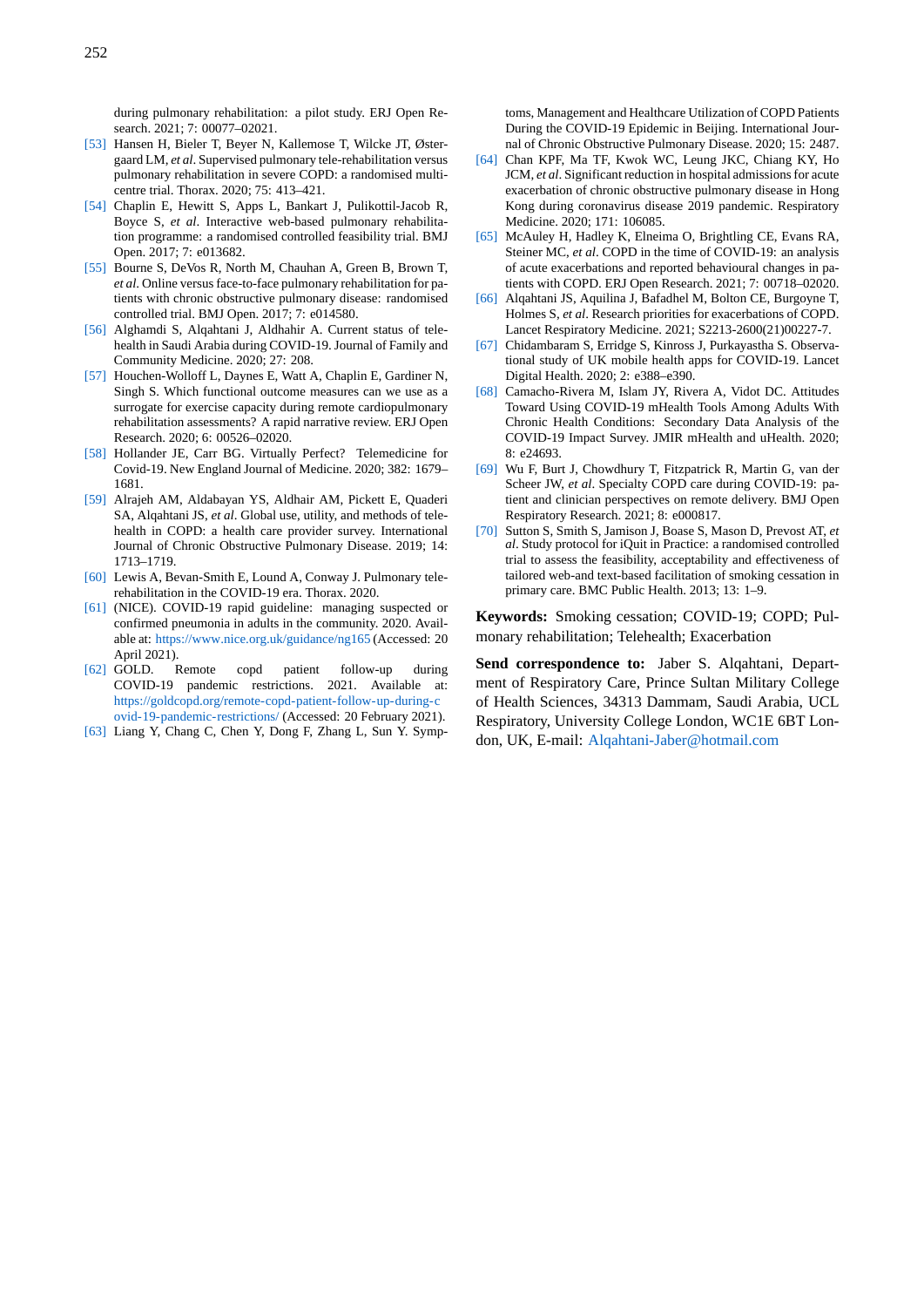during pulmonary rehabilitation: a pilot study. ERJ Open Research. 2021; 7: 00077–02021.

[53] Hansen H, Bieler T, Beyer N, Kallemose T, Wilcke JT, Østergaard LM, *et al*. Supervised pulmonary tele-rehabilitation versus pulmonary rehabilitation in severe COPD: a randomised multicentre trial. Thorax. 2020; 75: 413–421.

[54] Chaplin E, Hewitt S, Apps L, Bankart J, Pulikottil-Jacob R, Boyce S, *et al*. Interactive web-based pulmonary rehabilitation programme: a randomised controlled feasibility trial. BMJ Open. 2017; 7: e013682.

[55] Bourne S, DeVos R, North M, Chauhan A, Green B, Brown T, *et al*. Online versus face-to-face pulmonary rehabilitation for patients with chronic obstructive pulmonary disease: randomised controlled trial. BMJ Open. 2017; 7: e014580.

[56] Alghamdi S, Alqahtani J, Aldhahir A. Current status of telehealth in Saudi Arabia during COVID-19. Journal of Family and Community Medicine. 2020; 27: 208.

[57] Houchen-Wolloff L, Daynes E, Watt A, Chaplin E, Gardiner N, Singh S. Which functional outcome measures can we use as a surrogate for exercise capacity during remote cardiopulmonary rehabilitation assessments? A rapid narrative review. ERJ Open Research. 2020; 6: 00526–02020.

[58] Hollander JE, Carr BG. Virtually Perfect? Telemedicine for Covid-19. New England Journal of Medicine. 2020; 382: 1679–1681.

[59] Alrajeh AM, Aldabayan YS, Aldhair AM, Pickett E, Quaderi SA, Alqahtani JS, *et al*. Global use, utility, and methods of telehealth in COPD: a health care provider survey. International Journal of Chronic Obstructive Pulmonary Disease. 2019; 14: 1713–1719.

[60] Lewis A, Bevan-Smith E, Lound A, Conway J. Pulmonary telerehabilitation in the COVID-19 era. Thorax. 2020.

[61] (NICE). COVID-19 rapid guideline: managing suspected or confirmed pneumonia in adults in the community. 2020. Available at: https://www.nice.org.uk/guidance/ng165 (Accessed: 20 April 2021).

[62] GOLD. Remote copd patient follow-up during COVID-19 pandemic restrictions. 2021. Available at: https://goldcopd.org/remote-copd-patient-follow-up-during-covid-19-pandemic-restrictions/ (Accessed: 20 February 2021).

[63] Liang Y, Chang C, Chen Y, Dong F, Zhang L, Sun Y. Symptoms, Management and Healthcare Utilization of COPD Patients During the COVID-19 Epidemic in Beijing. International Journal of Chronic Obstructive Pulmonary Disease. 2020; 15: 2487.

[64] Chan KPF, Ma TF, Kwok WC, Leung JKC, Chiang KY, Ho JCM, *et al*. Significant reduction in hospital admissions for acute exacerbation of chronic obstructive pulmonary disease in Hong Kong during coronavirus disease 2019 pandemic. Respiratory Medicine. 2020; 171: 106085.

[65] McAuley H, Hadley K, Elneima O, Brightling CE, Evans RA, Steiner MC, *et al*. COPD in the time of COVID-19: an analysis of acute exacerbations and reported behavioural changes in patients with COPD. ERJ Open Research. 2021; 7: 00718–02020.

[66] Alqahtani JS, Aquilina J, Bafadhel M, Bolton CE, Burgoyne T, Holmes S, *et al*. Research priorities for exacerbations of COPD. Lancet Respiratory Medicine. 2021; S2213-2600(21)00227-7.

[67] Chidambaram S, Erridge S, Kinross J, Purkayastha S. Observational study of UK mobile health apps for COVID-19. Lancet Digital Health. 2020; 2: e388–e390.

[68] Camacho-Rivera M, Islam JY, Rivera A, Vidot DC. Attitudes Toward Using COVID-19 mHealth Tools Among Adults With Chronic Health Conditions: Secondary Data Analysis of the COVID-19 Impact Survey. JMIR mHealth and uHealth. 2020; 8: e24693.

[69] Wu F, Burt J, Chowdhury T, Fitzpatrick R, Martin G, van der Scheer JW, *et al*. Specialty COPD care during COVID-19: patient and clinician perspectives on remote delivery. BMJ Open Respiratory Research. 2021; 8: e000817.

[70] Sutton S, Smith S, Jamison J, Boase S, Mason D, Prevost AT, *et al*. Study protocol for iQuit in Practice: a randomised controlled trial to assess the feasibility, acceptability and effectiveness of tailored web-and text-based facilitation of smoking cessation in primary care. BMC Public Health. 2013; 13: 1–9.

**Keywords:** Smoking cessation; COVID-19; COPD; Pulmonary rehabilitation; Telehealth; Exacerbation

**Send correspondence to:** Jaber S. Alqahtani, Department of Respiratory Care, Prince Sultan Military College of Health Sciences, 34313 Dammam, Saudi Arabia, UCL Respiratory, University College London, WC1E 6BT London, UK, E-mail: Alqahtani-Jaber@hotmail.com